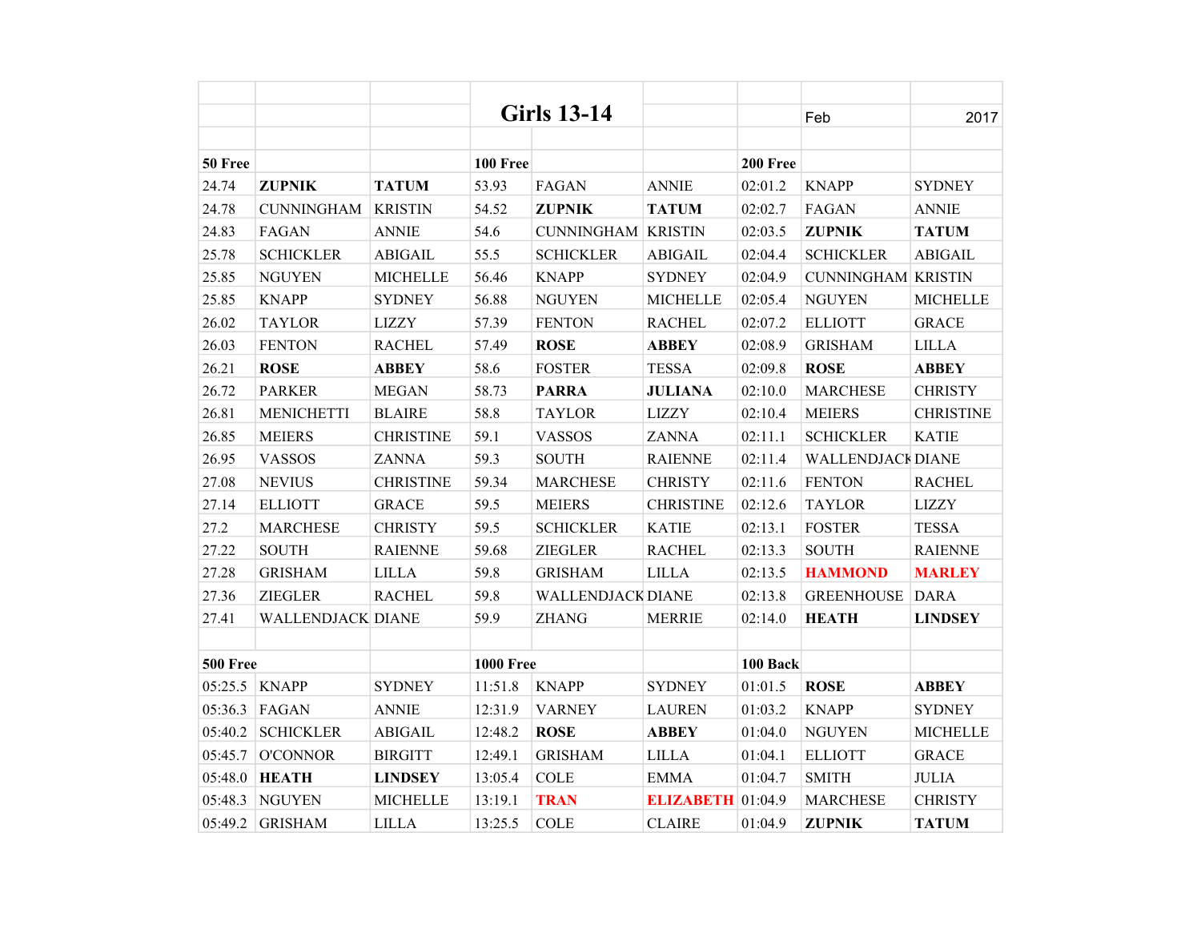# Girls 13-14

Feb 2017

| 50 Free | | | 100 Free | | | 200 Free | | |
|---|---|---|---|---|---|---|---|---|
| 24.74 | **ZUPNIK** | **TATUM** | 53.93 | FAGAN | ANNIE | 02:01.2 | KNAPP | SYDNEY |
| 24.78 | CUNNINGHAM | KRISTIN | 54.52 | **ZUPNIK** | **TATUM** | 02:02.7 | FAGAN | ANNIE |
| 24.83 | FAGAN | ANNIE | 54.6 | CUNNINGHAM | KRISTIN | 02:03.5 | **ZUPNIK** | **TATUM** |
| 25.78 | SCHICKLER | ABIGAIL | 55.5 | SCHICKLER | ABIGAIL | 02:04.4 | SCHICKLER | ABIGAIL |
| 25.85 | NGUYEN | MICHELLE | 56.46 | KNAPP | SYDNEY | 02:04.9 | CUNNINGHAM | KRISTIN |
| 25.85 | KNAPP | SYDNEY | 56.88 | NGUYEN | MICHELLE | 02:05.4 | NGUYEN | MICHELLE |
| 26.02 | TAYLOR | LIZZY | 57.39 | FENTON | RACHEL | 02:07.2 | ELLIOTT | GRACE |
| 26.03 | FENTON | RACHEL | 57.49 | **ROSE** | **ABBEY** | 02:08.9 | GRISHAM | LILLA |
| 26.21 | **ROSE** | **ABBEY** | 58.6 | FOSTER | TESSA | 02:09.8 | **ROSE** | **ABBEY** |
| 26.72 | PARKER | MEGAN | 58.73 | **PARRA** | **JULIANA** | 02:10.0 | MARCHESE | CHRISTY |
| 26.81 | MENICHETTI | BLAIRE | 58.8 | TAYLOR | LIZZY | 02:10.4 | MEIERS | CHRISTINE |
| 26.85 | MEIERS | CHRISTINE | 59.1 | VASSOS | ZANNA | 02:11.1 | SCHICKLER | KATIE |
| 26.95 | VASSOS | ZANNA | 59.3 | SOUTH | RAIENNE | 02:11.4 | WALLENDJACK | DIANE |
| 27.08 | NEVIUS | CHRISTINE | 59.34 | MARCHESE | CHRISTY | 02:11.6 | FENTON | RACHEL |
| 27.14 | ELLIOTT | GRACE | 59.5 | MEIERS | CHRISTINE | 02:12.6 | TAYLOR | LIZZY |
| 27.2 | MARCHESE | CHRISTY | 59.5 | SCHICKLER | KATIE | 02:13.1 | FOSTER | TESSA |
| 27.22 | SOUTH | RAIENNE | 59.68 | ZIEGLER | RACHEL | 02:13.3 | SOUTH | RAIENNE |
| 27.28 | GRISHAM | LILLA | 59.8 | GRISHAM | LILLA | 02:13.5 | **HAMMOND** | **MARLEY** |
| 27.36 | ZIEGLER | RACHEL | 59.8 | WALLENDJACK | DIANE | 02:13.8 | GREENHOUSE | DARA |
| 27.41 | WALLENDJACK | DIANE | 59.9 | ZHANG | MERRIE | 02:14.0 | **HEATH** | **LINDSEY** |

| 500 Free | | | 1000 Free | | | 100 Back | | |
|---|---|---|---|---|---|---|---|---|
| 05:25.5 | KNAPP | SYDNEY | 11:51.8 | KNAPP | SYDNEY | 01:01.5 | **ROSE** | **ABBEY** |
| 05:36.3 | FAGAN | ANNIE | 12:31.9 | VARNEY | LAUREN | 01:03.2 | KNAPP | SYDNEY |
| 05:40.2 | SCHICKLER | ABIGAIL | 12:48.2 | **ROSE** | **ABBEY** | 01:04.0 | NGUYEN | MICHELLE |
| 05:45.7 | O'CONNOR | BIRGITT | 12:49.1 | GRISHAM | LILLA | 01:04.1 | ELLIOTT | GRACE |
| 05:48.0 | **HEATH** | **LINDSEY** | 13:05.4 | COLE | EMMA | 01:04.7 | SMITH | JULIA |
| 05:48.3 | NGUYEN | MICHELLE | 13:19.1 | **TRAN** | **ELIZABETH** | 01:04.9 | MARCHESE | CHRISTY |
| 05:49.2 | GRISHAM | LILLA | 13:25.5 | COLE | CLAIRE | 01:04.9 | **ZUPNIK** | **TATUM** |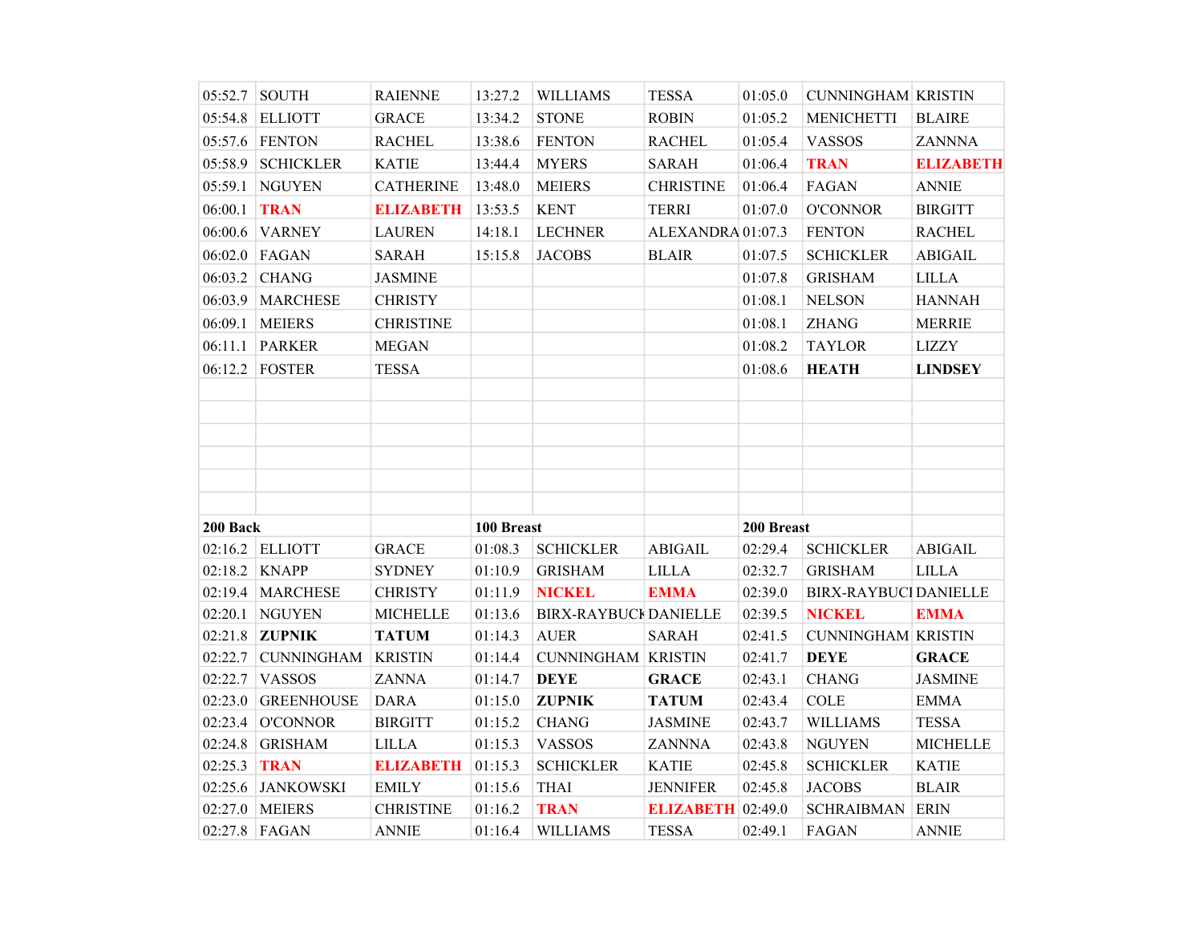| | | | | | | | | |
|---|---|---|---|---|---|---|---|---|
| 05:52.7 | SOUTH | RAIENNE | 13:27.2 | WILLIAMS | TESSA | 01:05.0 | CUNNINGHAM | KRISTIN |
| 05:54.8 | ELLIOTT | GRACE | 13:34.2 | STONE | ROBIN | 01:05.2 | MENICHETTI | BLAIRE |
| 05:57.6 | FENTON | RACHEL | 13:38.6 | FENTON | RACHEL | 01:05.4 | VASSOS | ZANNNA |
| 05:58.9 | SCHICKLER | KATIE | 13:44.4 | MYERS | SARAH | 01:06.4 | **TRAN** | **ELIZABETH** |
| 05:59.1 | NGUYEN | CATHERINE | 13:48.0 | MEIERS | CHRISTINE | 01:06.4 | FAGAN | ANNIE |
| 06:00.1 | **TRAN** | **ELIZABETH** | 13:53.5 | KENT | TERRI | 01:07.0 | O'CONNOR | BIRGITT |
| 06:00.6 | VARNEY | LAUREN | 14:18.1 | LECHNER | ALEXANDRA | 01:07.3 | FENTON | RACHEL |
| 06:02.0 | FAGAN | SARAH | 15:15.8 | JACOBS | BLAIR | 01:07.5 | SCHICKLER | ABIGAIL |
| 06:03.2 | CHANG | JASMINE | | | | 01:07.8 | GRISHAM | LILLA |
| 06:03.9 | MARCHESE | CHRISTY | | | | 01:08.1 | NELSON | HANNAH |
| 06:09.1 | MEIERS | CHRISTINE | | | | 01:08.1 | ZHANG | MERRIE |
| 06:11.1 | PARKER | MEGAN | | | | 01:08.2 | TAYLOR | LIZZY |
| 06:12.2 | FOSTER | TESSA | | | | 01:08.6 | **HEATH** | **LINDSEY** |
| | | | | | | | | |
| | | | | | | | | |
| | | | | | | | | |
| | | | | | | | | |
| | | | | | | | | |
| **200 Back** | | | **100 Breast** | | | **200 Breast** | | |
| 02:16.2 | ELLIOTT | GRACE | 01:08.3 | SCHICKLER | ABIGAIL | 02:29.4 | SCHICKLER | ABIGAIL |
| 02:18.2 | KNAPP | SYDNEY | 01:10.9 | GRISHAM | LILLA | 02:32.7 | GRISHAM | LILLA |
| 02:19.4 | MARCHESE | CHRISTY | 01:11.9 | **NICKEL** | **EMMA** | 02:39.0 | BIRX-RAYBUCI | DANIELLE |
| 02:20.1 | NGUYEN | MICHELLE | 01:13.6 | BIRX-RAYBUCK | DANIELLE | 02:39.5 | **NICKEL** | **EMMA** |
| 02:21.8 | **ZUPNIK** | **TATUM** | 01:14.3 | AUER | SARAH | 02:41.5 | CUNNINGHAM | KRISTIN |
| 02:22.7 | CUNNINGHAM | KRISTIN | 01:14.4 | CUNNINGHAM | KRISTIN | 02:41.7 | **DEYE** | **GRACE** |
| 02:22.7 | VASSOS | ZANNA | 01:14.7 | **DEYE** | **GRACE** | 02:43.1 | CHANG | JASMINE |
| 02:23.0 | GREENHOUSE | DARA | 01:15.0 | **ZUPNIK** | **TATUM** | 02:43.4 | COLE | EMMA |
| 02:23.4 | O'CONNOR | BIRGITT | 01:15.2 | CHANG | JASMINE | 02:43.7 | WILLIAMS | TESSA |
| 02:24.8 | GRISHAM | LILLA | 01:15.3 | VASSOS | ZANNNA | 02:43.8 | NGUYEN | MICHELLE |
| 02:25.3 | **TRAN** | **ELIZABETH** | 01:15.3 | SCHICKLER | KATIE | 02:45.8 | SCHICKLER | KATIE |
| 02:25.6 | JANKOWSKI | EMILY | 01:15.6 | THAI | JENNIFER | 02:45.8 | JACOBS | BLAIR |
| 02:27.0 | MEIERS | CHRISTINE | 01:16.2 | **TRAN** | **ELIZABETH** | 02:49.0 | SCHRAIBMAN | ERIN |
| 02:27.8 | FAGAN | ANNIE | 01:16.4 | WILLIAMS | TESSA | 02:49.1 | FAGAN | ANNIE |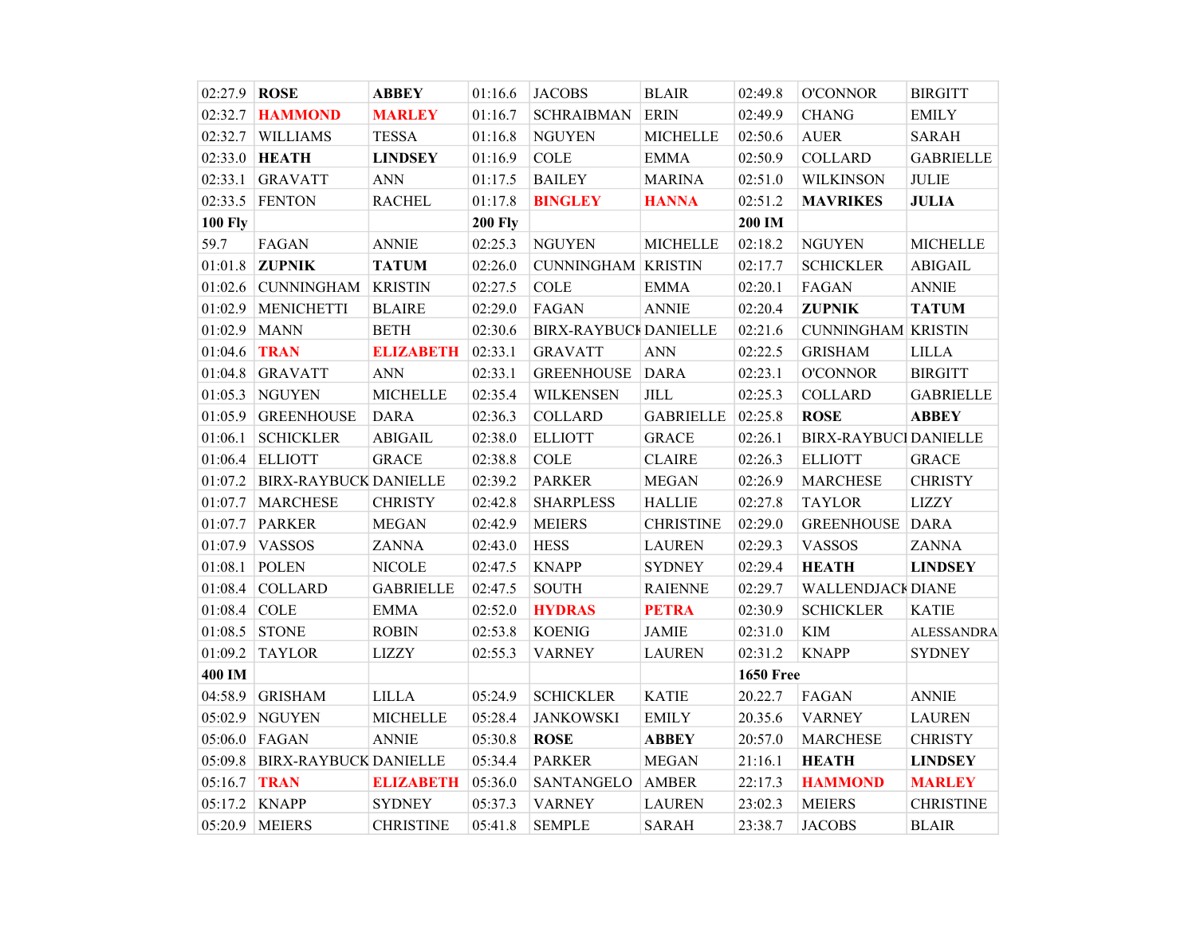| 02:27.9 | **ROSE** | **ABBEY** | 01:16.6 | JACOBS | BLAIR | 02:49.8 | O'CONNOR | BIRGITT |
|---|---|---|---|---|---|---|---|---|
| 02:32.7 | **HAMMOND** | **MARLEY** | 01:16.7 | SCHRAIBMAN | ERIN | 02:49.9 | CHANG | EMILY |
| 02:32.7 | WILLIAMS | TESSA | 01:16.8 | NGUYEN | MICHELLE | 02:50.6 | AUER | SARAH |
| 02:33.0 | **HEATH** | **LINDSEY** | 01:16.9 | COLE | EMMA | 02:50.9 | COLLARD | GABRIELLE |
| 02:33.1 | GRAVATT | ANN | 01:17.5 | BAILEY | MARINA | 02:51.0 | WILKINSON | JULIE |
| 02:33.5 | FENTON | RACHEL | 01:17.8 | **BINGLEY** | **HANNA** | 02:51.2 | **MAVRIKES** | **JULIA** |
| **100 Fly** | | | **200 Fly** | | | **200 IM** | | |
| 59.7 | FAGAN | ANNIE | 02:25.3 | NGUYEN | MICHELLE | 02:18.2 | NGUYEN | MICHELLE |
| 01:01.8 | **ZUPNIK** | **TATUM** | 02:26.0 | CUNNINGHAM | KRISTIN | 02:17.7 | SCHICKLER | ABIGAIL |
| 01:02.6 | CUNNINGHAM | KRISTIN | 02:27.5 | COLE | EMMA | 02:20.1 | FAGAN | ANNIE |
| 01:02.9 | MENICHETTI | BLAIRE | 02:29.0 | FAGAN | ANNIE | 02:20.4 | **ZUPNIK** | **TATUM** |
| 01:02.9 | MANN | BETH | 02:30.6 | BIRX-RAYBUCK | DANIELLE | 02:21.6 | CUNNINGHAM | KRISTIN |
| 01:04.6 | **TRAN** | **ELIZABETH** | 02:33.1 | GRAVATT | ANN | 02:22.5 | GRISHAM | LILLA |
| 01:04.8 | GRAVATT | ANN | 02:33.1 | GREENHOUSE | DARA | 02:23.1 | O'CONNOR | BIRGITT |
| 01:05.3 | NGUYEN | MICHELLE | 02:35.4 | WILKENSEN | JILL | 02:25.3 | COLLARD | GABRIELLE |
| 01:05.9 | GREENHOUSE | DARA | 02:36.3 | COLLARD | GABRIELLE | 02:25.8 | **ROSE** | **ABBEY** |
| 01:06.1 | SCHICKLER | ABIGAIL | 02:38.0 | ELLIOTT | GRACE | 02:26.1 | BIRX-RAYBUCK | DANIELLE |
| 01:06.4 | ELLIOTT | GRACE | 02:38.8 | COLE | CLAIRE | 02:26.3 | ELLIOTT | GRACE |
| 01:07.2 | BIRX-RAYBUCK | DANIELLE | 02:39.2 | PARKER | MEGAN | 02:26.9 | MARCHESE | CHRISTY |
| 01:07.7 | MARCHESE | CHRISTY | 02:42.8 | SHARPLESS | HALLIE | 02:27.8 | TAYLOR | LIZZY |
| 01:07.7 | PARKER | MEGAN | 02:42.9 | MEIERS | CHRISTINE | 02:29.0 | GREENHOUSE | DARA |
| 01:07.9 | VASSOS | ZANNA | 02:43.0 | HESS | LAUREN | 02:29.3 | VASSOS | ZANNA |
| 01:08.1 | POLEN | NICOLE | 02:47.5 | KNAPP | SYDNEY | 02:29.4 | **HEATH** | **LINDSEY** |
| 01:08.4 | COLLARD | GABRIELLE | 02:47.5 | SOUTH | RAIENNE | 02:29.7 | WALLENDJACK | DIANE |
| 01:08.4 | COLE | EMMA | 02:52.0 | **HYDRAS** | **PETRA** | 02:30.9 | SCHICKLER | KATIE |
| 01:08.5 | STONE | ROBIN | 02:53.8 | KOENIG | JAMIE | 02:31.0 | KIM | ALESSANDRA |
| 01:09.2 | TAYLOR | LIZZY | 02:55.3 | VARNEY | LAUREN | 02:31.2 | KNAPP | SYDNEY |
| **400 IM** | | | | | | **1650 Free** | | |
| 04:58.9 | GRISHAM | LILLA | 05:24.9 | SCHICKLER | KATIE | 20.22.7 | FAGAN | ANNIE |
| 05:02.9 | NGUYEN | MICHELLE | 05:28.4 | JANKOWSKI | EMILY | 20.35.6 | VARNEY | LAUREN |
| 05:06.0 | FAGAN | ANNIE | 05:30.8 | **ROSE** | **ABBEY** | 20:57.0 | MARCHESE | CHRISTY |
| 05:09.8 | BIRX-RAYBUCK | DANIELLE | 05:34.4 | PARKER | MEGAN | 21:16.1 | **HEATH** | **LINDSEY** |
| 05:16.7 | **TRAN** | **ELIZABETH** | 05:36.0 | SANTANGELO | AMBER | 22:17.3 | **HAMMOND** | **MARLEY** |
| 05:17.2 | KNAPP | SYDNEY | 05:37.3 | VARNEY | LAUREN | 23:02.3 | MEIERS | CHRISTINE |
| 05:20.9 | MEIERS | CHRISTINE | 05:41.8 | SEMPLE | SARAH | 23:38.7 | JACOBS | BLAIR |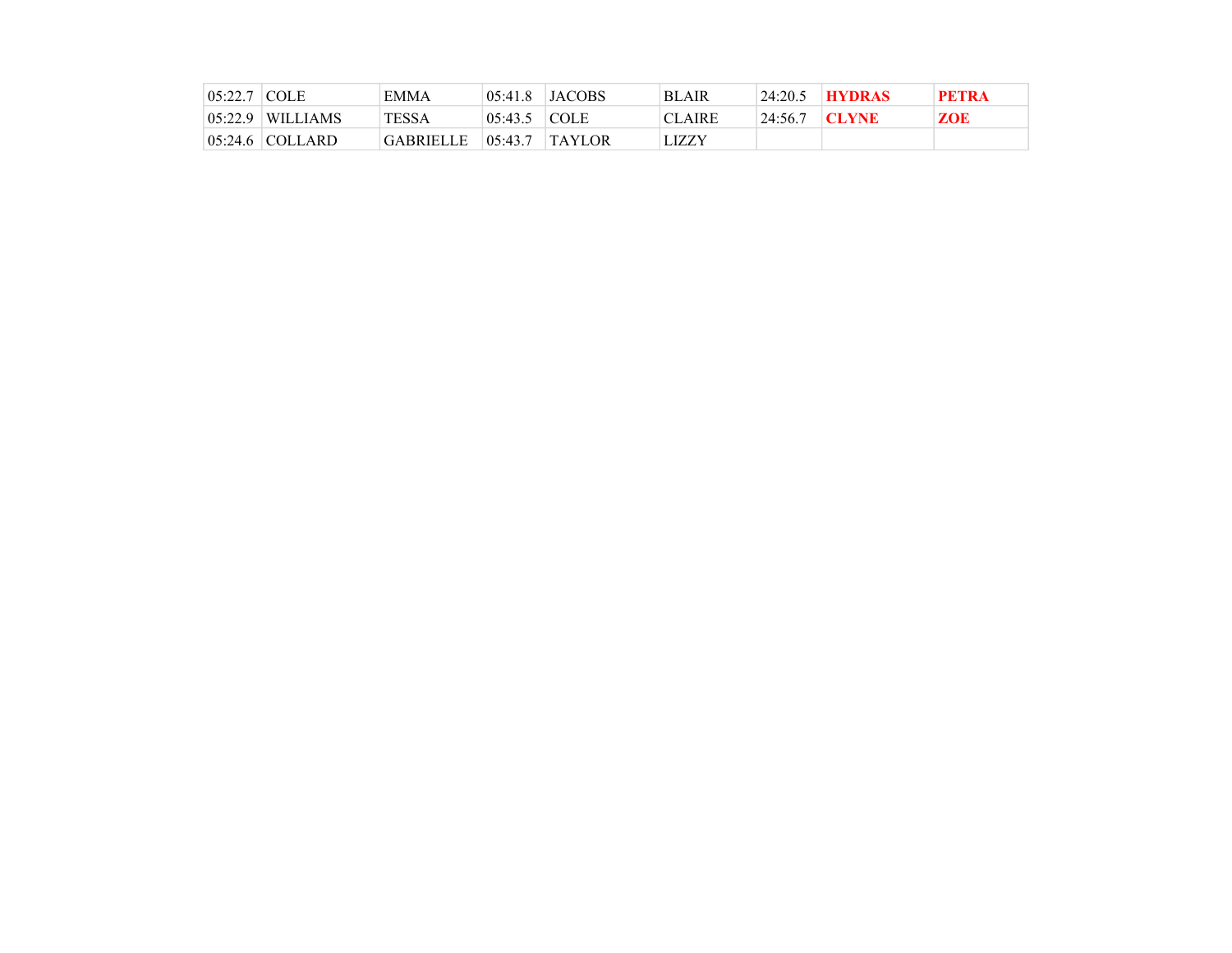| | | | | | | | | |
|---|---|---|---|---|---|---|---|---|
| 05:22.7 | COLE | EMMA | 05:41.8 | JACOBS | BLAIR | 24:20.5 | **HYDRAS** | **PETRA** |
| 05:22.9 | WILLIAMS | TESSA | 05:43.5 | COLE | CLAIRE | 24:56.7 | **CLYNE** | **ZOE** |
| 05:24.6 | COLLARD | GABRIELLE | 05:43.7 | TAYLOR | LIZZY | | | |